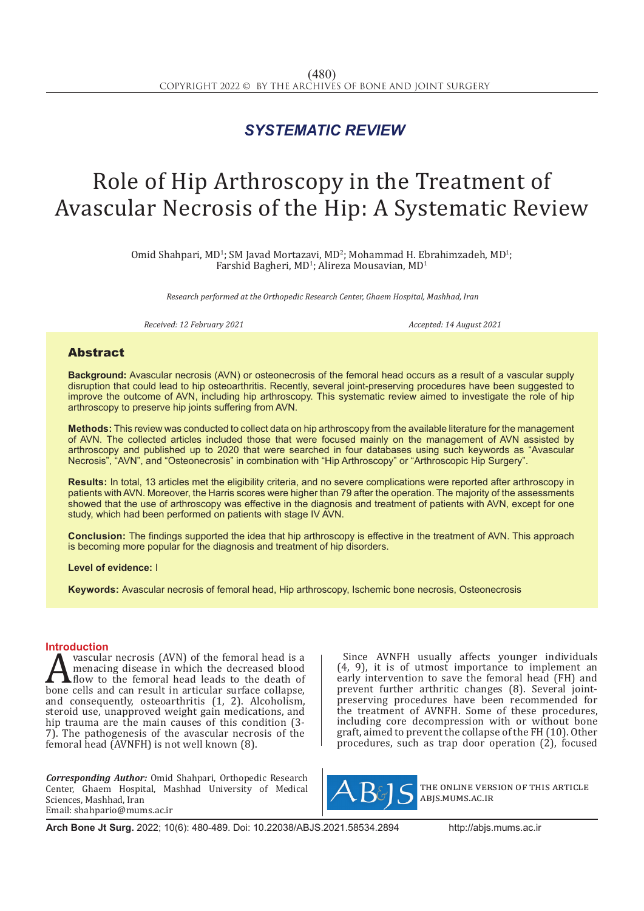*SYSTEMATIC REVIEW*

# Role of Hip Arthroscopy in the Treatment of Avascular Necrosis of the Hip: A Systematic Review

Omid Shahpari, MD[1]; SM Javad Mortazavi, MD[2]; Mohammad H. Ebrahimzadeh, MD[1]; Farshid Bagheri, MD[1]; Alireza Mousavian, MD[1]

*Research performed at the Orthopedic Research Center, Ghaem Hospital, Mashhad, Iran*

*Received: 12 February 2021* *Accepted: 14 August 2021*

## Abstract

**Background:** Avascular necrosis (AVN) or osteonecrosis of the femoral head occurs as a result of a vascular supply disruption that could lead to hip osteoarthritis. Recently, several joint-preserving procedures have been suggested to improve the outcome of AVN, including hip arthroscopy. This systematic review aimed to investigate the role of hip arthroscopy to preserve hip joints suffering from AVN.

**Methods:** This review was conducted to collect data on hip arthroscopy from the available literature for the management of AVN. The collected articles included those that were focused mainly on the management of AVN assisted by arthroscopy and published up to 2020 that were searched in four databases using such keywords as "Avascular Necrosis", "AVN", and "Osteonecrosis" in combination with "Hip Arthroscopy" or "Arthroscopic Hip Surgery".

**Results:** In total, 13 articles met the eligibility criteria, and no severe complications were reported after arthroscopy in patients with AVN. Moreover, the Harris scores were higher than 79 after the operation. The majority of the assessments showed that the use of arthroscopy was effective in the diagnosis and treatment of patients with AVN, except for one study, which had been performed on patients with stage IV AVN.

**Conclusion:** The findings supported the idea that hip arthroscopy is effective in the treatment of AVN. This approach is becoming more popular for the diagnosis and treatment of hip disorders.

**Level of evidence:** I

**Keywords:** Avascular necrosis of femoral head, Hip arthroscopy, Ischemic bone necrosis, Osteonecrosis

## Introduction

Avascular necrosis (AVN) of the femoral head is a menacing disease in which the decreased blood flow to the femoral head leads to the death of bone cells and can result in articular surface collapse, and consequently, osteoarthritis (1, 2). Alcoholism, steroid use, unapproved weight gain medications, and hip trauma are the main causes of this condition (3-7). The pathogenesis of the avascular necrosis of the femoral head (AVNFH) is not well known (8).

Since AVNFH usually affects younger individuals (4, 9), it is of utmost importance to implement an early intervention to save the femoral head (FH) and prevent further arthritic changes (8). Several joint-preserving procedures have been recommended for the treatment of AVNFH. Some of these procedures, including core decompression with or without bone graft, aimed to prevent the collapse of the FH (10). Other procedures, such as trap door operation (2), focused

*Corresponding Author:* Omid Shahpari, Orthopedic Research Center, Ghaem Hospital, Mashhad University of Medical Sciences, Mashhad, Iran
Email: shahpario@mums.ac.ir

THE ONLINE VERSION OF THIS ARTICLE ABJS.MUMS.AC.IR

**Arch Bone Jt Surg.** 2022; 10(6): 480-489. Doi: 10.22038/ABJS.2021.58534.2894 http://abjs.mums.ac.ir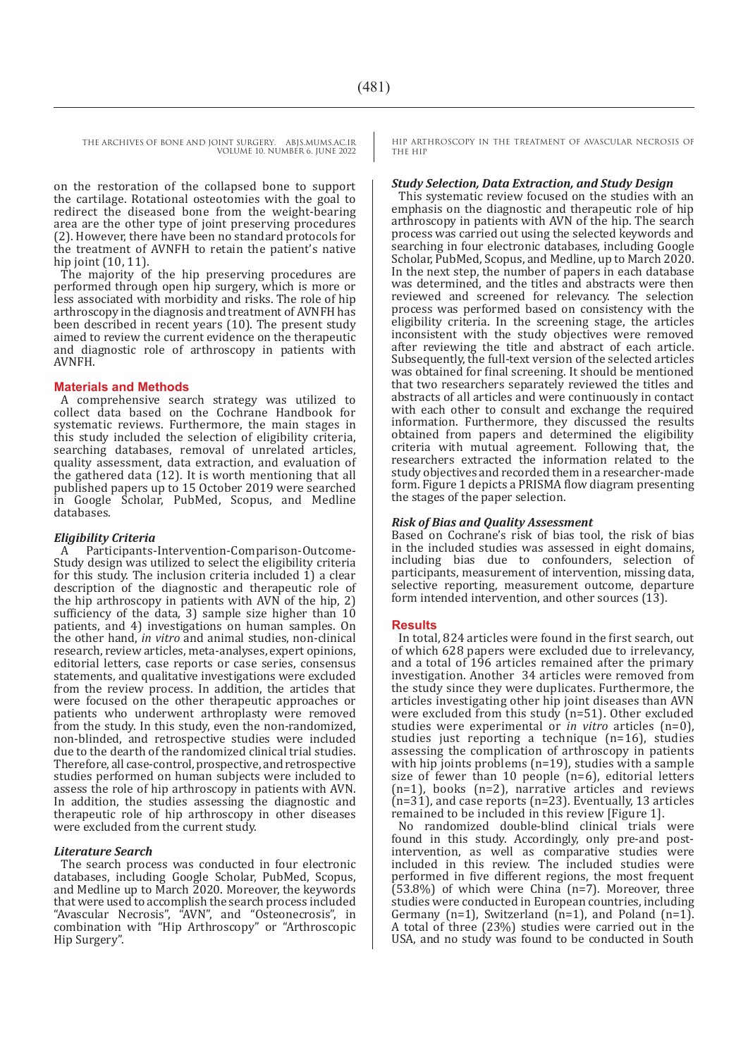on the restoration of the collapsed bone to support the cartilage. Rotational osteotomies with the goal to redirect the diseased bone from the weight-bearing area are the other type of joint preserving procedures (2). However, there have been no standard protocols for the treatment of AVNFH to retain the patient's native hip joint (10, 11).

The majority of the hip preserving procedures are performed through open hip surgery, which is more or less associated with morbidity and risks. The role of hip arthroscopy in the diagnosis and treatment of AVNFH has been described in recent years (10). The present study aimed to review the current evidence on the therapeutic and diagnostic role of arthroscopy in patients with AVNFH.

## Materials and Methods

A comprehensive search strategy was utilized to collect data based on the Cochrane Handbook for systematic reviews. Furthermore, the main stages in this study included the selection of eligibility criteria, searching databases, removal of unrelated articles, quality assessment, data extraction, and evaluation of the gathered data (12). It is worth mentioning that all published papers up to 15 October 2019 were searched in Google Scholar, PubMed, Scopus, and Medline databases.

### *Eligibility Criteria*

A Participants-Intervention-Comparison-Outcome-Study design was utilized to select the eligibility criteria for this study. The inclusion criteria included 1) a clear description of the diagnostic and therapeutic role of the hip arthroscopy in patients with AVN of the hip, 2) sufficiency of the data, 3) sample size higher than 10 patients, and 4) investigations on human samples. On the other hand, *in vitro* and animal studies, non-clinical research, review articles, meta-analyses, expert opinions, editorial letters, case reports or case series, consensus statements, and qualitative investigations were excluded from the review process. In addition, the articles that were focused on the other therapeutic approaches or patients who underwent arthroplasty were removed from the study. In this study, even the non-randomized, non-blinded, and retrospective studies were included due to the dearth of the randomized clinical trial studies. Therefore, all case-control, prospective, and retrospective studies performed on human subjects were included to assess the role of hip arthroscopy in patients with AVN. In addition, the studies assessing the diagnostic and therapeutic role of hip arthroscopy in other diseases were excluded from the current study.

### *Literature Search*

The search process was conducted in four electronic databases, including Google Scholar, PubMed, Scopus, and Medline up to March 2020. Moreover, the keywords that were used to accomplish the search process included "Avascular Necrosis", "AVN", and "Osteonecrosis", in combination with "Hip Arthroscopy" or "Arthroscopic Hip Surgery".

### *Study Selection, Data Extraction, and Study Design*

This systematic review focused on the studies with an emphasis on the diagnostic and therapeutic role of hip arthroscopy in patients with AVN of the hip. The search process was carried out using the selected keywords and searching in four electronic databases, including Google Scholar, PubMed, Scopus, and Medline, up to March 2020. In the next step, the number of papers in each database was determined, and the titles and abstracts were then reviewed and screened for relevancy. The selection process was performed based on consistency with the eligibility criteria. In the screening stage, the articles inconsistent with the study objectives were removed after reviewing the title and abstract of each article. Subsequently, the full-text version of the selected articles was obtained for final screening. It should be mentioned that two researchers separately reviewed the titles and abstracts of all articles and were continuously in contact with each other to consult and exchange the required information. Furthermore, they discussed the results obtained from papers and determined the eligibility criteria with mutual agreement. Following that, the researchers extracted the information related to the study objectives and recorded them in a researcher-made form. Figure 1 depicts a PRISMA flow diagram presenting the stages of the paper selection.

### *Risk of Bias and Quality Assessment*

Based on Cochrane's risk of bias tool, the risk of bias in the included studies was assessed in eight domains, including bias due to confounders, selection of participants, measurement of intervention, missing data, selective reporting, measurement outcome, departure form intended intervention, and other sources (13).

## Results

In total, 824 articles were found in the first search, out of which 628 papers were excluded due to irrelevancy, and a total of 196 articles remained after the primary investigation. Another 34 articles were removed from the study since they were duplicates. Furthermore, the articles investigating other hip joint diseases than AVN were excluded from this study (n=51). Other excluded studies were experimental or *in vitro* articles (n=0), studies just reporting a technique (n=16), studies assessing the complication of arthroscopy in patients with hip joints problems (n=19), studies with a sample size of fewer than 10 people (n=6), editorial letters (n=1), books (n=2), narrative articles and reviews (n=31), and case reports (n=23). Eventually, 13 articles remained to be included in this review [Figure 1].

No randomized double-blind clinical trials were found in this study. Accordingly, only pre-and post-intervention, as well as comparative studies were included in this review. The included studies were performed in five different regions, the most frequent (53.8%) of which were China (n=7). Moreover, three studies were conducted in European countries, including Germany (n=1), Switzerland (n=1), and Poland (n=1). A total of three (23%) studies were carried out in the USA, and no study was found to be conducted in South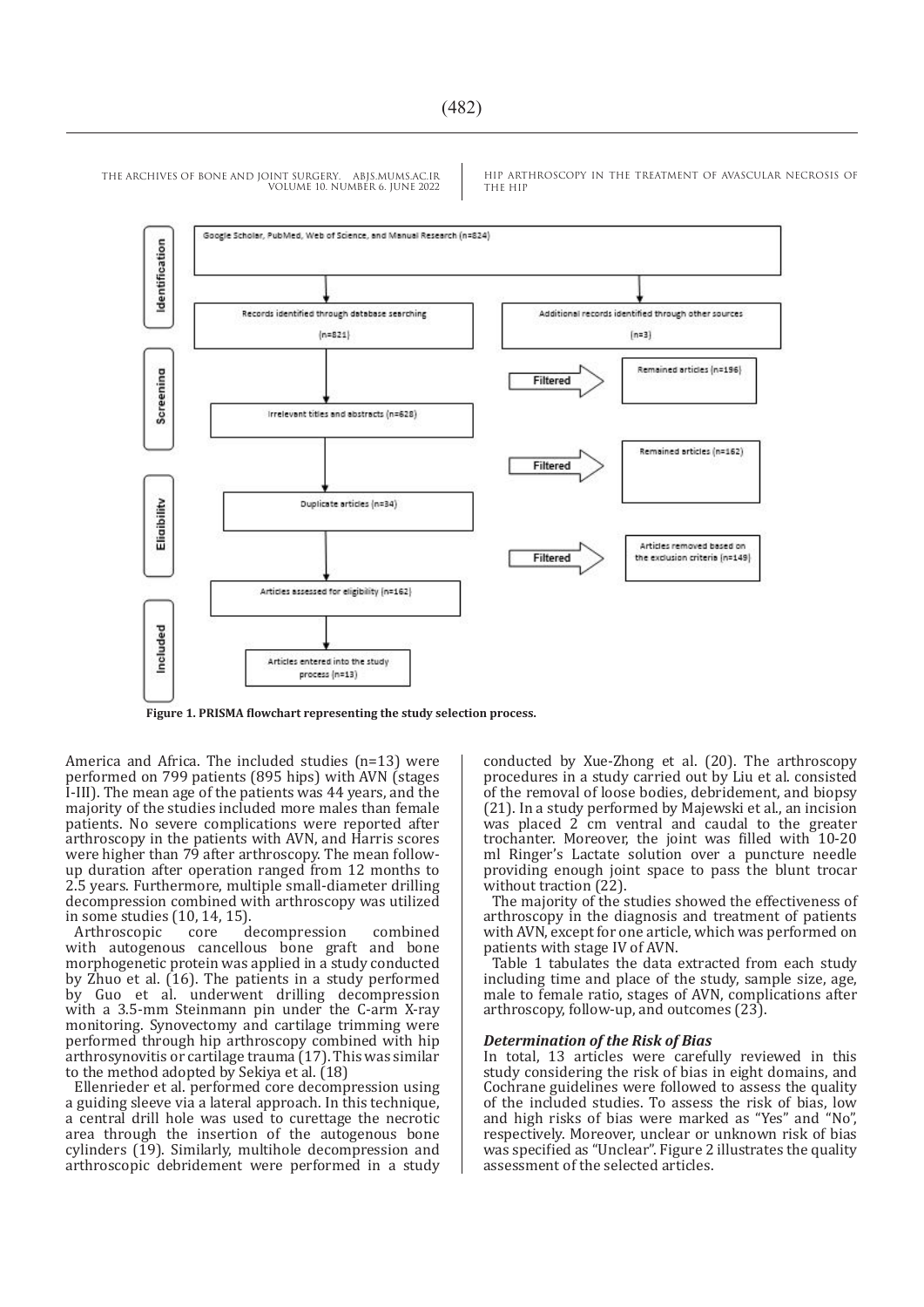Identification

Google Scholar, PubMed, Web of Science, and Manual Research (n=824)

Records identified through database searching (n=821)

Additional records identified through other sources (n=3)

Screening

Filtered

Remained articles (n=196)

Irrelevant titles and abstracts (n=628)

Filtered

Remained articles (n=162)

Eligibility

Duplicate articles (n=34)

Filtered

Articles removed based on the exclusion criteria (n=149)

Articles assessed for eligibility (n=162)

Included

Articles entered into the study process (n=13)

**Figure 1. PRISMA flowchart representing the study selection process.**

America and Africa. The included studies (n=13) were performed on 799 patients (895 hips) with AVN (stages I-III). The mean age of the patients was 44 years, and the majority of the studies included more males than female patients. No severe complications were reported after arthroscopy in the patients with AVN, and Harris scores were higher than 79 after arthroscopy. The mean follow-up duration after operation ranged from 12 months to 2.5 years. Furthermore, multiple small-diameter drilling decompression combined with arthroscopy was utilized in some studies (10, 14, 15).

Arthroscopic core decompression combined with autogenous cancellous bone graft and bone morphogenetic protein was applied in a study conducted by Zhuo et al. (16). The patients in a study performed by Guo et al. underwent drilling decompression with a 3.5-mm Steinmann pin under the C-arm X-ray monitoring. Synovectomy and cartilage trimming were performed through hip arthroscopy combined with hip arthrosynovitis or cartilage trauma (17). This was similar to the method adopted by Sekiya et al. (18)

Ellenrieder et al. performed core decompression using a guiding sleeve via a lateral approach. In this technique, a central drill hole was used to curettage the necrotic area through the insertion of the autogenous bone cylinders (19). Similarly, multihole decompression and arthroscopic debridement were performed in a study conducted by Xue-Zhong et al. (20). The arthroscopy procedures in a study carried out by Liu et al. consisted of the removal of loose bodies, debridement, and biopsy (21). In a study performed by Majewski et al., an incision was placed 2 cm ventral and caudal to the greater trochanter. Moreover, the joint was filled with 10-20 ml Ringer's Lactate solution over a puncture needle providing enough joint space to pass the blunt trocar without traction (22).

The majority of the studies showed the effectiveness of arthroscopy in the diagnosis and treatment of patients with AVN, except for one article, which was performed on patients with stage IV of AVN.

Table 1 tabulates the data extracted from each study including time and place of the study, sample size, age, male to female ratio, stages of AVN, complications after arthroscopy, follow-up, and outcomes (23).

### *Determination of the Risk of Bias*

In total, 13 articles were carefully reviewed in this study considering the risk of bias in eight domains, and Cochrane guidelines were followed to assess the quality of the included studies. To assess the risk of bias, low and high risks of bias were marked as "Yes" and "No", respectively. Moreover, unclear or unknown risk of bias was specified as "Unclear". Figure 2 illustrates the quality assessment of the selected articles.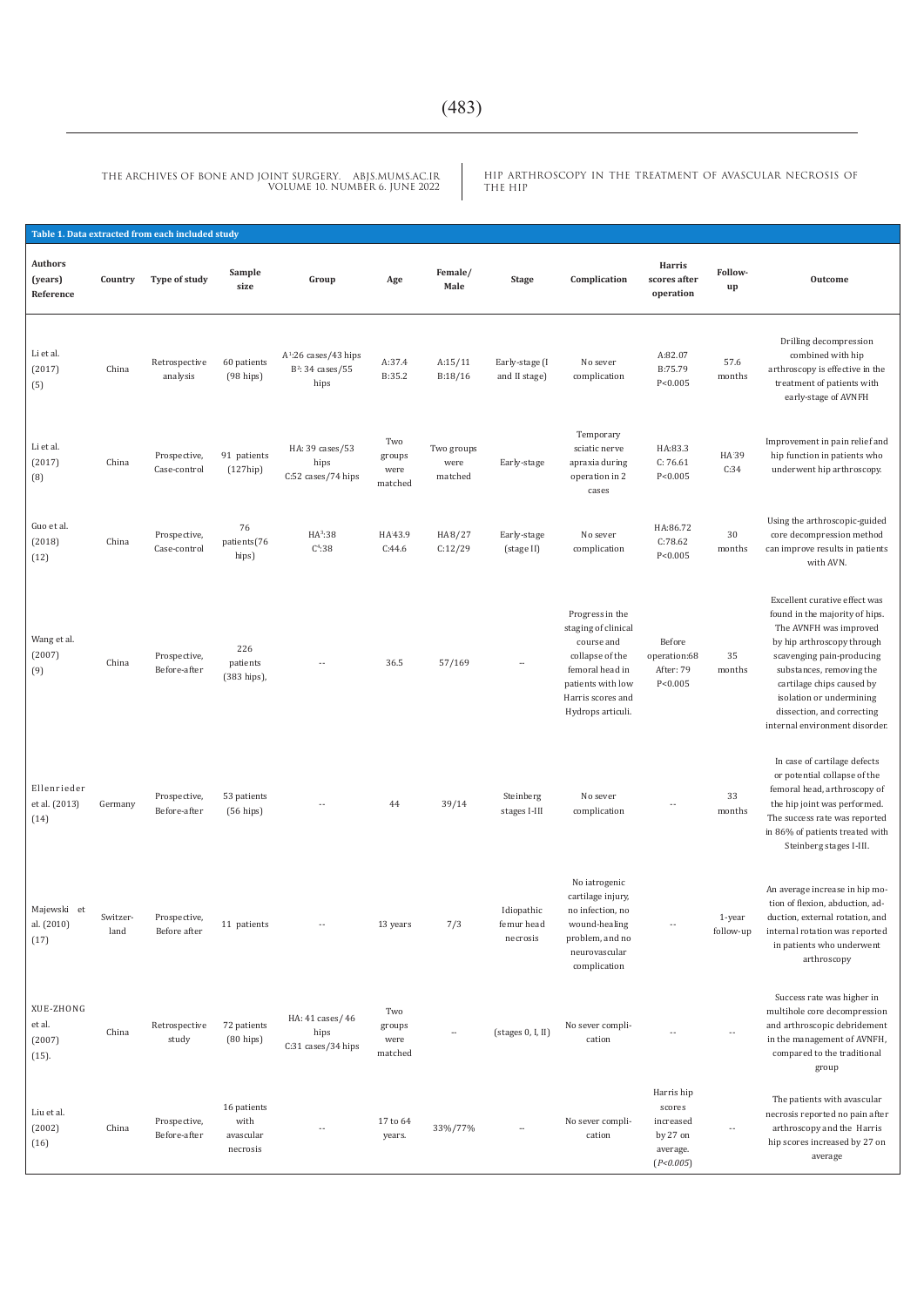**Table 1. Data extracted from each included study**

| Authors (years) Reference | Country | Type of study | Sample size | Group | Age | Female/ Male | Stage | Complication | Harris scores after operation | Follow-up | Outcome |
|---|---|---|---|---|---|---|---|---|---|---|---|
| Li et al. (2017) (5) | China | Retrospective analysis | 60 patients (98 hips) | A[1]:26 cases/43 hips B[2]: 34 cases/55 hips | A:37.4 B:35.2 | A:15/11 B:18/16 | Early-stage (I and II stage) | No sever complication | A:82.07 B:75.79 P<0.005 | 57.6 months | Drilling decompression combined with hip arthroscopy is effective in the treatment of patients with early-stage of AVNFH |
| Li et al. (2017) (8) | China | Prospective, Case-control | 91 patients (127hip) | HA: 39 cases/53 hips C:52 cases/74 hips | Two groups were matched | Two groups were matched | Early-stage | Temporary sciatic nerve apraxia during operation in 2 cases | HA:83.3 C: 76.61 P<0.005 | HA:39 C:34 | Improvement in pain relief and hip function in patients who underwent hip arthroscopy. |
| Guo et al. (2018) (12) | China | Prospective, Case-control | 76 patients(76 hips) | HA[3]:38 C[4]:38 | HA:43.9 C:44.6 | HA:8/27 C:12/29 | Early-stage (stage II) | No sever complication | HA:86.72 C:78.62 P<0.005 | 30 months | Using the arthroscopic-guided core decompression method can improve results in patients with AVN. |
| Wang et al. (2007) (9) | China | Prospective, Before-after | 226 patients (383 hips), | -- | 36.5 | 57/169 | -- | Progress in the staging of clinical course and collapse of the femoral head in patients with low Harris scores and Hydrops articuli. | Before operation:68 After: 79 P<0.005 | 35 months | Excellent curative effect was found in the majority of hips. The AVNFH was improved by hip arthroscopy through scavenging pain-producing substances, removing the cartilage chips caused by isolation or undermining dissection, and correcting internal environment disorder. |
| Ellenrieder et al. (2013) (14) | Germany | Prospective, Before-after | 53 patients (56 hips) | -- | 44 | 39/14 | Steinberg stages I-III | No sever complication | -- | 33 months | In case of cartilage defects or potential collapse of the femoral head, arthroscopy of the hip joint was performed. The success rate was reported in 86% of patients treated with Steinberg stages I-III. |
| Majewski et al. (2010) (17) | Switzer-land | Prospective, Before after | 11 patients | -- | 13 years | 7/3 | Idiopathic femur head necrosis | No iatrogenic cartilage injury, no infection, no wound-healing problem, and no neurovascular complication | -- | 1-year follow-up | An average increase in hip motion of flexion, abduction, adduction, external rotation, and internal rotation was reported in patients who underwent arthroscopy |
| XUE-ZHONG et al. (2007) (15). | China | Retrospective study | 72 patients (80 hips) | HA: 41 cases/46 hips C:31 cases/34 hips | Two groups were matched | -- | (stages 0, I, II) | No sever complication | -- | -- | Success rate was higher in multihole core decompression and arthroscopic debridement in the management of AVNFH, compared to the traditional group |
| Liu et al. (2002) (16) | China | Prospective, Before-after | 16 patients with avascular necrosis | -- | 17 to 64 years. | 33%/77% | -- | No sever complication | Harris hip scores increased by 27 on average. (*P<0.005*) | -- | The patients with avascular necrosis reported no pain after arthroscopy and the Harris hip scores increased by 27 on average |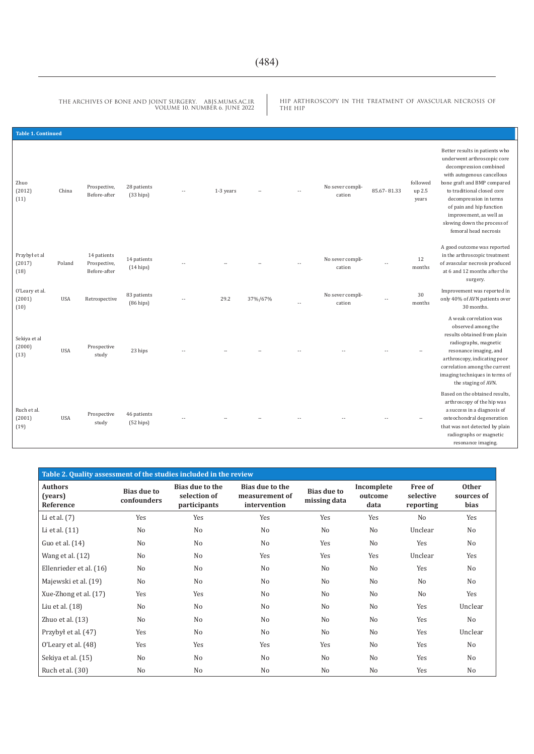**Table 1. Continued**

| | | | | | | | | | | | |
|---|---|---|---|---|---|---|---|---|---|---|---|
| Zhuo (2012) (11) | China | Prospective, Before-after | 28 patients (33 hips) | -- | 1-3 years | -- | -- | No sever complication | 85.67- 81.33 | followed up 2.5 years | Better results in patients who underwent arthroscopic core decompression combined with autogenous cancellous bone graft and BMP compared to traditional closed core decompression in terms of pain and hip function improvement, as well as slowing down the process of femoral head necrosis |
| Przybył et al (2017) (18) | Poland | 14 patients Prospective, Before-after | 14 patients (14 hips) | -- | -- | -- | -- | No sever complication | -- | 12 months | A good outcome was reported in the arthroscopic treatment of avascular necrosis produced at 6 and 12 months after the surgery. |
| O'Leary et al. (2001) (10) | USA | Retrospective | 83 patients (86 hips) | -- | 29.2 | 37%/67% | -- | No sever complication | -- | 30 months | Improvement was reported in only 40% of AVN patients over 30 months. |
| Sekiya et al (2000) (13) | USA | Prospective study | 23 hips | -- | -- | -- | -- | -- | -- | -- | A weak correlation was observed among the results obtained from plain radiographs, magnetic resonance imaging, and arthroscopy, indicating poor correlation among the current imaging techniques in terms of the staging of AVN. |
| Ruch et al. (2001) (19) | USA | Prospective study | 46 patients (52 hips) | -- | -- | -- | -- | -- | -- | -- | Based on the obtained results, arthroscopy of the hip was a success in a diagnosis of osteochondral degeneration that was not detected by plain radiographs or magnetic resonance imaging. |

**Table 2. Quality assessment of the studies included in the review**

| Authors (years) Reference | Bias due to confounders | Bias due to the selection of participants | Bias due to the measurement of intervention | Bias due to missing data | Incomplete outcome data | Free of selective reporting | Other sources of bias |
|---|---|---|---|---|---|---|---|
| Li et al. (7) | Yes | Yes | Yes | Yes | Yes | No | Yes |
| Li et al. (11) | No | No | No | No | No | Unclear | No |
| Guo et al. (14) | No | No | No | Yes | No | Yes | No |
| Wang et al. (12) | No | No | Yes | Yes | Yes | Unclear | Yes |
| Ellenrieder et al. (16) | No | No | No | No | No | Yes | No |
| Majewski et al. (19) | No | No | No | No | No | No | No |
| Xue-Zhong et al. (17) | Yes | Yes | No | No | No | No | Yes |
| Liu et al. (18) | No | No | No | No | No | Yes | Unclear |
| Zhuo et al. (13) | No | No | No | No | No | Yes | No |
| Przybył et al. (47) | Yes | No | No | No | No | Yes | Unclear |
| O'Leary et al. (48) | Yes | Yes | Yes | Yes | No | Yes | No |
| Sekiya et al. (15) | No | No | No | No | No | Yes | No |
| Ruch et al. (30) | No | No | No | No | No | Yes | No |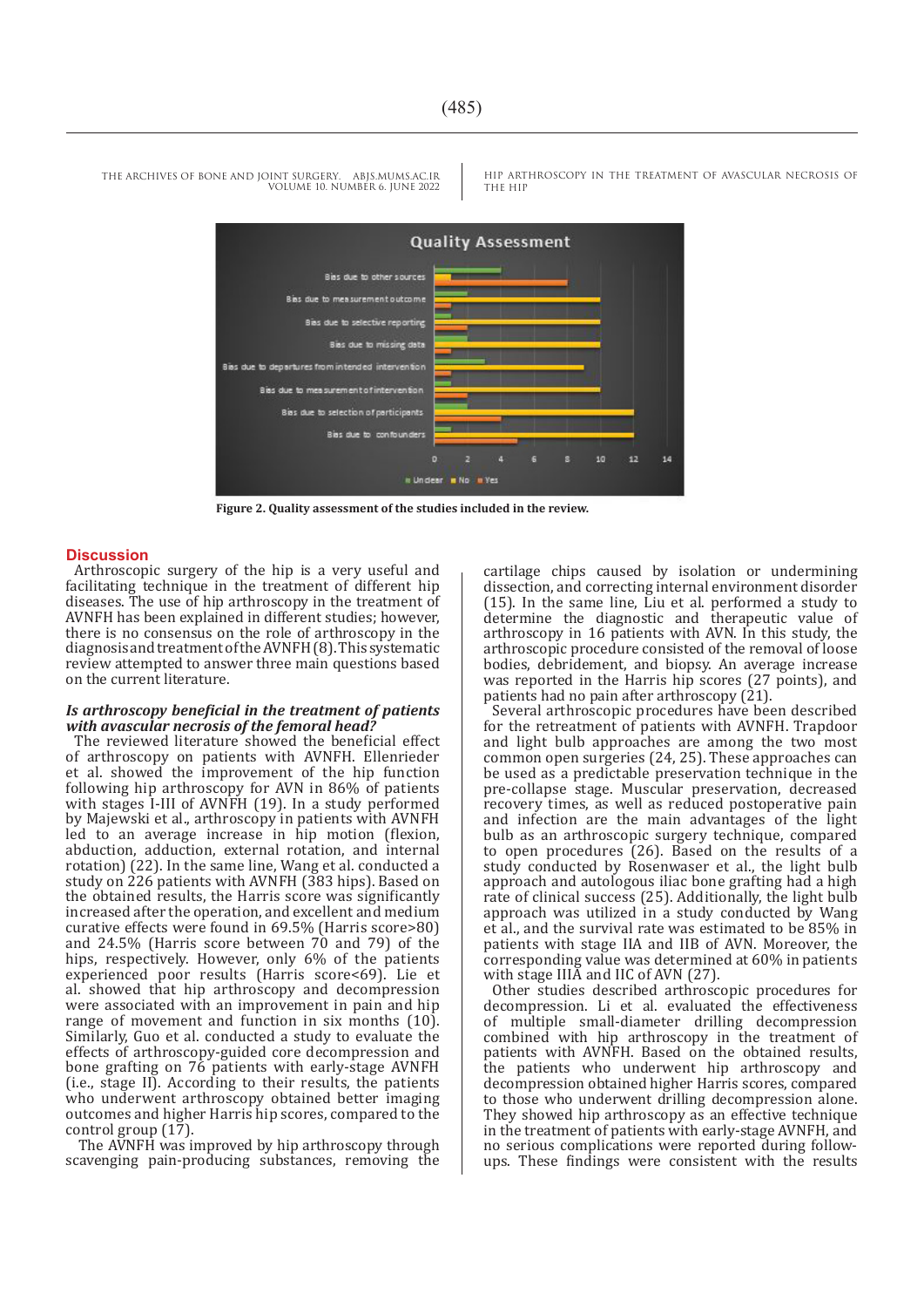Quality Assessment

Bias due to other sources

Bias due to measurement outcome

Bias due to selective reporting

Bias due to missing data

Bias due to departures from intended intervention

Bias due to measurement of intervention

Bias due to selection of participants

Bias due to confounders

0 2 4 6 8 10 12 14

Unclear No Yes

**Figure 2. Quality assessment of the studies included in the review.**

## Discussion

Arthroscopic surgery of the hip is a very useful and facilitating technique in the treatment of different hip diseases. The use of hip arthroscopy in the treatment of AVNFH has been explained in different studies; however, there is no consensus on the role of arthroscopy in the diagnosis and treatment of the AVNFH (8). This systematic review attempted to answer three main questions based on the current literature.

### *Is arthroscopy beneficial in the treatment of patients with avascular necrosis of the femoral head?*

The reviewed literature showed the beneficial effect of arthroscopy on patients with AVNFH. Ellenrieder et al. showed the improvement of the hip function following hip arthroscopy for AVN in 86% of patients with stages I-III of AVNFH (19). In a study performed by Majewski et al., arthroscopy in patients with AVNFH led to an average increase in hip motion (flexion, abduction, adduction, external rotation, and internal rotation) (22). In the same line, Wang et al. conducted a study on 226 patients with AVNFH (383 hips). Based on the obtained results, the Harris score was significantly increased after the operation, and excellent and medium curative effects were found in 69.5% (Harris score>80) and 24.5% (Harris score between 70 and 79) of the hips, respectively. However, only 6% of the patients experienced poor results (Harris score<69). Lie et al. showed that hip arthroscopy and decompression were associated with an improvement in pain and hip range of movement and function in six months (10). Similarly, Guo et al. conducted a study to evaluate the effects of arthroscopy-guided core decompression and bone grafting on 76 patients with early-stage AVNFH (i.e., stage II). According to their results, the patients who underwent arthroscopy obtained better imaging outcomes and higher Harris hip scores, compared to the control group (17).

The AVNFH was improved by hip arthroscopy through scavenging pain-producing substances, removing the cartilage chips caused by isolation or undermining dissection, and correcting internal environment disorder (15). In the same line, Liu et al. performed a study to determine the diagnostic and therapeutic value of arthroscopy in 16 patients with AVN. In this study, the arthroscopic procedure consisted of the removal of loose bodies, debridement, and biopsy. An average increase was reported in the Harris hip scores (27 points), and patients had no pain after arthroscopy (21).

Several arthroscopic procedures have been described for the retreatment of patients with AVNFH. Trapdoor and light bulb approaches are among the two most common open surgeries (24, 25). These approaches can be used as a predictable preservation technique in the pre-collapse stage. Muscular preservation, decreased recovery times, as well as reduced postoperative pain and infection are the main advantages of the light bulb as an arthroscopic surgery technique, compared to open procedures (26). Based on the results of a study conducted by Rosenwaser et al., the light bulb approach and autologous iliac bone grafting had a high rate of clinical success (25). Additionally, the light bulb approach was utilized in a study conducted by Wang et al., and the survival rate was estimated to be 85% in patients with stage IIA and IIB of AVN. Moreover, the corresponding value was determined at 60% in patients with stage IIIA and IIC of AVN (27).

Other studies described arthroscopic procedures for decompression. Li et al. evaluated the effectiveness of multiple small-diameter drilling decompression combined with hip arthroscopy in the treatment of patients with AVNFH. Based on the obtained results, the patients who underwent hip arthroscopy and decompression obtained higher Harris scores, compared to those who underwent drilling decompression alone. They showed hip arthroscopy as an effective technique in the treatment of patients with early-stage AVNFH, and no serious complications were reported during follow-ups. These findings were consistent with the results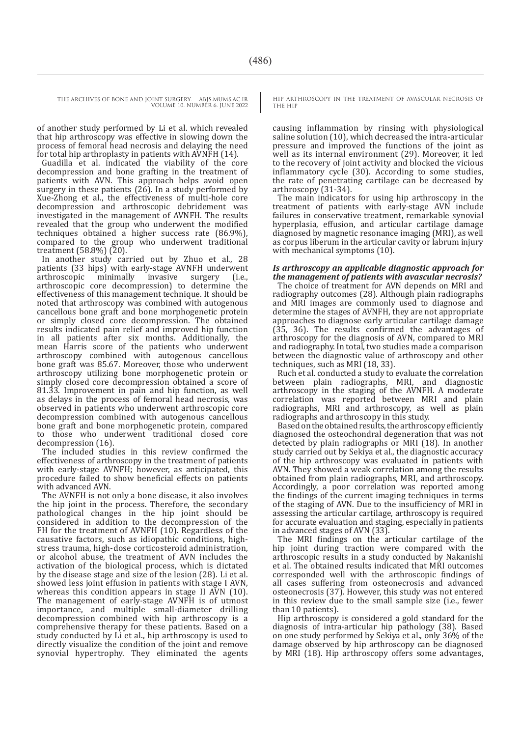of another study performed by Li et al. which revealed that hip arthroscopy was effective in slowing down the process of femoral head necrosis and delaying the need for total hip arthroplasty in patients with AVNFH (14).

Guadilla et al. indicated the viability of the core decompression and bone grafting in the treatment of patients with AVN. This approach helps avoid open surgery in these patients (26). In a study performed by Xue-Zhong et al., the effectiveness of multi-hole core decompression and arthroscopic debridement was investigated in the management of AVNFH. The results revealed that the group who underwent the modified techniques obtained a higher success rate (86.9%), compared to the group who underwent traditional treatment (58.8%) (20).

In another study carried out by Zhuo et al., 28 patients (33 hips) with early-stage AVNFH underwent arthroscopic minimally invasive surgery (i.e., arthroscopic core decompression) to determine the effectiveness of this management technique. It should be noted that arthroscopy was combined with autogenous cancellous bone graft and bone morphogenetic protein or simply closed core decompression. The obtained results indicated pain relief and improved hip function in all patients after six months. Additionally, the mean Harris score of the patients who underwent arthroscopy combined with autogenous cancellous bone graft was 85.67. Moreover, those who underwent arthroscopy utilizing bone morphogenetic protein or simply closed core decompression obtained a score of 81.33. Improvement in pain and hip function, as well as delays in the process of femoral head necrosis, was observed in patients who underwent arthroscopic core decompression combined with autogenous cancellous bone graft and bone morphogenetic protein, compared to those who underwent traditional closed core decompression (16).

The included studies in this review confirmed the effectiveness of arthroscopy in the treatment of patients with early-stage AVNFH; however, as anticipated, this procedure failed to show beneficial effects on patients with advanced AVN.

The AVNFH is not only a bone disease, it also involves the hip joint in the process. Therefore, the secondary pathological changes in the hip joint should be considered in addition to the decompression of the FH for the treatment of AVNFH (10). Regardless of the causative factors, such as idiopathic conditions, high-stress trauma, high-dose corticosteroid administration, or alcohol abuse, the treatment of AVN includes the activation of the biological process, which is dictated by the disease stage and size of the lesion (28). Li et al. showed less joint effusion in patients with stage I AVN, whereas this condition appears in stage II AVN (10). The management of early-stage AVNFH is of utmost importance, and multiple small-diameter drilling decompression combined with hip arthroscopy is a comprehensive therapy for these patients. Based on a study conducted by Li et al., hip arthroscopy is used to directly visualize the condition of the joint and remove synovial hypertrophy. They eliminated the agents causing inflammation by rinsing with physiological saline solution (10), which decreased the intra-articular pressure and improved the functions of the joint as well as its internal environment (29). Moreover, it led to the recovery of joint activity and blocked the vicious inflammatory cycle (30). According to some studies, the rate of penetrating cartilage can be decreased by arthroscopy (31-34).

The main indicators for using hip arthroscopy in the treatment of patients with early-stage AVN include failures in conservative treatment, remarkable synovial hyperplasia, effusion, and articular cartilage damage diagnosed by magnetic resonance imaging (MRI), as well as corpus liberum in the articular cavity or labrum injury with mechanical symptoms (10).

### *Is arthroscopy an applicable diagnostic approach for the management of patients with avascular necrosis?*

The choice of treatment for AVN depends on MRI and radiography outcomes (28). Although plain radiographs and MRI images are commonly used to diagnose and determine the stages of AVNFH, they are not appropriate approaches to diagnose early articular cartilage damage (35, 36). The results confirmed the advantages of arthroscopy for the diagnosis of AVN, compared to MRI and radiography. In total, two studies made a comparison between the diagnostic value of arthroscopy and other techniques, such as MRI (18, 33).

Ruch et al. conducted a study to evaluate the correlation between plain radiographs, MRI, and diagnostic arthroscopy in the staging of the AVNFH. A moderate correlation was reported between MRI and plain radiographs, MRI and arthroscopy, as well as plain radiographs and arthroscopy in this study.

Based on the obtained results, the arthroscopy efficiently diagnosed the osteochondral degeneration that was not detected by plain radiographs or MRI (18). In another study carried out by Sekiya et al., the diagnostic accuracy of the hip arthroscopy was evaluated in patients with AVN. They showed a weak correlation among the results obtained from plain radiographs, MRI, and arthroscopy. Accordingly, a poor correlation was reported among the findings of the current imaging techniques in terms of the staging of AVN. Due to the insufficiency of MRI in assessing the articular cartilage, arthroscopy is required for accurate evaluation and staging, especially in patients in advanced stages of AVN (33).

The MRI findings on the articular cartilage of the hip joint during traction were compared with the arthroscopic results in a study conducted by Nakanishi et al. The obtained results indicated that MRI outcomes corresponded well with the arthroscopic findings of all cases suffering from osteonecrosis and advanced osteonecrosis (37). However, this study was not entered in this review due to the small sample size (i.e., fewer than 10 patients).

Hip arthroscopy is considered a gold standard for the diagnosis of intra-articular hip pathology (38). Based on one study performed by Sekiya et al., only 36% of the damage observed by hip arthroscopy can be diagnosed by MRI (18). Hip arthroscopy offers some advantages,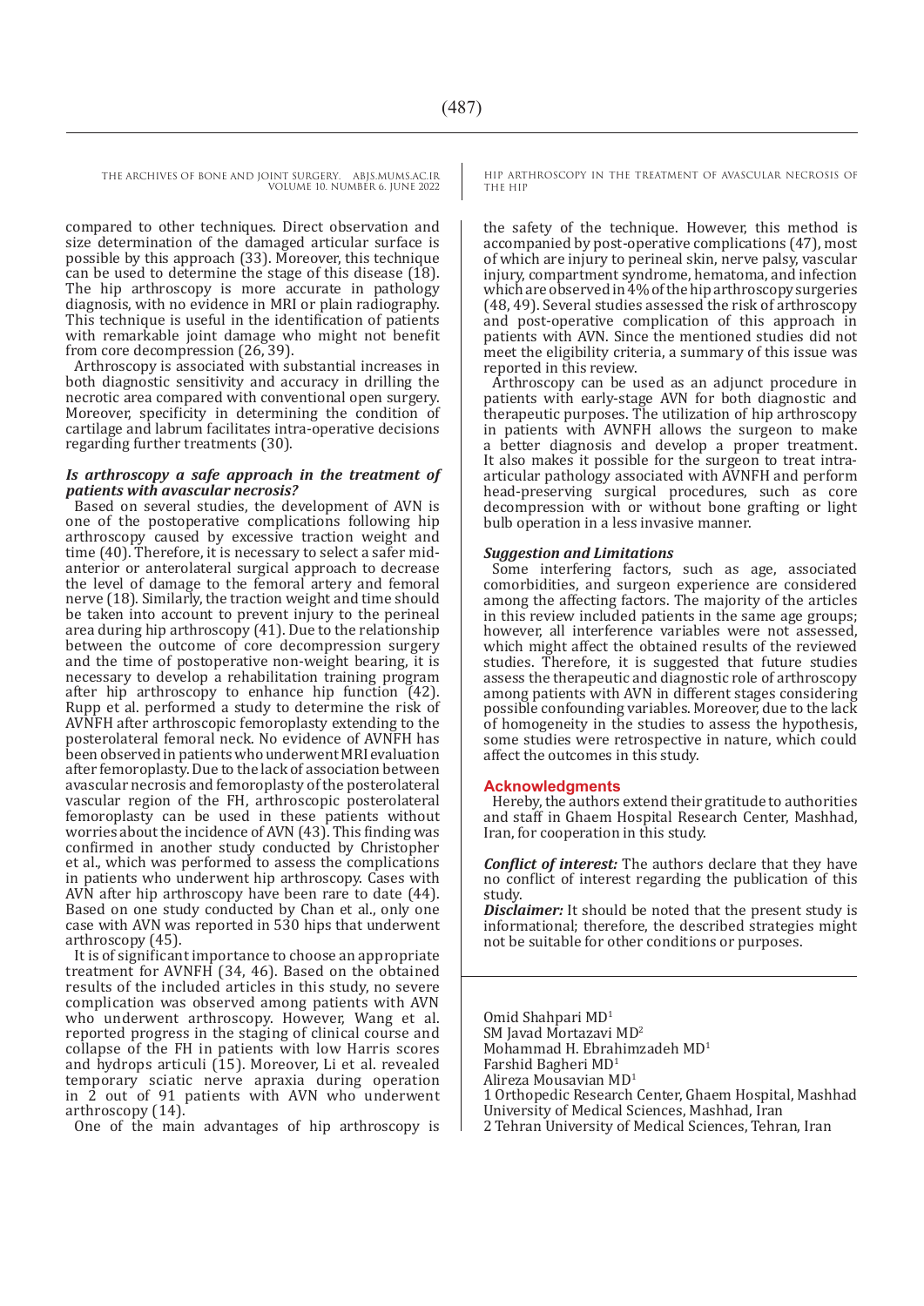compared to other techniques. Direct observation and size determination of the damaged articular surface is possible by this approach (33). Moreover, this technique can be used to determine the stage of this disease (18). The hip arthroscopy is more accurate in pathology diagnosis, with no evidence in MRI or plain radiography. This technique is useful in the identification of patients with remarkable joint damage who might not benefit from core decompression (26, 39).

Arthroscopy is associated with substantial increases in both diagnostic sensitivity and accuracy in drilling the necrotic area compared with conventional open surgery. Moreover, specificity in determining the condition of cartilage and labrum facilitates intra-operative decisions regarding further treatments (30).

### *Is arthroscopy a safe approach in the treatment of patients with avascular necrosis?*

Based on several studies, the development of AVN is one of the postoperative complications following hip arthroscopy caused by excessive traction weight and time (40). Therefore, it is necessary to select a safer mid-anterior or anterolateral surgical approach to decrease the level of damage to the femoral artery and femoral nerve (18). Similarly, the traction weight and time should be taken into account to prevent injury to the perineal area during hip arthroscopy (41). Due to the relationship between the outcome of core decompression surgery and the time of postoperative non-weight bearing, it is necessary to develop a rehabilitation training program after hip arthroscopy to enhance hip function (42). Rupp et al. performed a study to determine the risk of AVNFH after arthroscopic femoroplasty extending to the posterolateral femoral neck. No evidence of AVNFH has been observed in patients who underwent MRI evaluation after femoroplasty. Due to the lack of association between avascular necrosis and femoroplasty of the posterolateral vascular region of the FH, arthroscopic posterolateral femoroplasty can be used in these patients without worries about the incidence of AVN (43). This finding was confirmed in another study conducted by Christopher et al., which was performed to assess the complications in patients who underwent hip arthroscopy. Cases with AVN after hip arthroscopy have been rare to date (44). Based on one study conducted by Chan et al., only one case with AVN was reported in 530 hips that underwent arthroscopy (45).

It is of significant importance to choose an appropriate treatment for AVNFH (34, 46). Based on the obtained results of the included articles in this study, no severe complication was observed among patients with AVN who underwent arthroscopy. However, Wang et al. reported progress in the staging of clinical course and collapse of the FH in patients with low Harris scores and hydrops articuli (15). Moreover, Li et al. revealed temporary sciatic nerve apraxia during operation in 2 out of 91 patients with AVN who underwent arthroscopy (14).

One of the main advantages of hip arthroscopy is the safety of the technique. However, this method is accompanied by post-operative complications (47), most of which are injury to perineal skin, nerve palsy, vascular injury, compartment syndrome, hematoma, and infection which are observed in 4% of the hip arthroscopy surgeries (48, 49). Several studies assessed the risk of arthroscopy and post-operative complication of this approach in patients with AVN. Since the mentioned studies did not meet the eligibility criteria, a summary of this issue was reported in this review.

Arthroscopy can be used as an adjunct procedure in patients with early-stage AVN for both diagnostic and therapeutic purposes. The utilization of hip arthroscopy in patients with AVNFH allows the surgeon to make a better diagnosis and develop a proper treatment. It also makes it possible for the surgeon to treat intra-articular pathology associated with AVNFH and perform head-preserving surgical procedures, such as core decompression with or without bone grafting or light bulb operation in a less invasive manner.

### *Suggestion and Limitations*

Some interfering factors, such as age, associated comorbidities, and surgeon experience are considered among the affecting factors. The majority of the articles in this review included patients in the same age groups; however, all interference variables were not assessed, which might affect the obtained results of the reviewed studies. Therefore, it is suggested that future studies assess the therapeutic and diagnostic role of arthroscopy among patients with AVN in different stages considering possible confounding variables. Moreover, due to the lack of homogeneity in the studies to assess the hypothesis, some studies were retrospective in nature, which could affect the outcomes in this study.

## Acknowledgments

Hereby, the authors extend their gratitude to authorities and staff in Ghaem Hospital Research Center, Mashhad, Iran, for cooperation in this study.

***Conflict of interest:*** The authors declare that they have no conflict of interest regarding the publication of this study.

***Disclaimer:*** It should be noted that the present study is informational; therefore, the described strategies might not be suitable for other conditions or purposes.

Omid Shahpari MD[1]
SM Javad Mortazavi MD[2]
Mohammad H. Ebrahimzadeh MD[1]
Farshid Bagheri MD[1]
Alireza Mousavian MD[1]
1 Orthopedic Research Center, Ghaem Hospital, Mashhad University of Medical Sciences, Mashhad, Iran
2 Tehran University of Medical Sciences, Tehran, Iran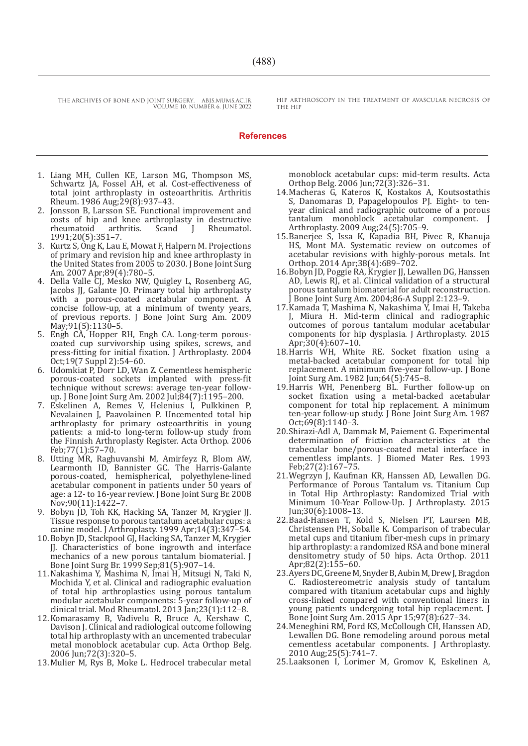## References

1. Liang MH, Cullen KE, Larson MG, Thompson MS, Schwartz JA, Fossel AH, et al. Cost-effectiveness of total joint arthroplasty in osteoarthritis. Arthritis Rheum. 1986 Aug;29(8):937–43.
2. Jonsson B, Larsson SE. Functional improvement and costs of hip and knee arthroplasty in destructive rheumatoid arthritis. Scand J Rheumatol. 1991;20(5):351–7.
3. Kurtz S, Ong K, Lau E, Mowat F, Halpern M. Projections of primary and revision hip and knee arthroplasty in the United States from 2005 to 2030. J Bone Joint Surg Am. 2007 Apr;89(4):780–5.
4. Della Valle CJ, Mesko NW, Quigley L, Rosenberg AG, Jacobs JJ, Galante JO. Primary total hip arthroplasty with a porous-coated acetabular component. A concise follow-up, at a minimum of twenty years, of previous reports. J Bone Joint Surg Am. 2009 May;91(5):1130–5.
5. Engh CA, Hopper RH, Engh CA. Long-term porous-coated cup survivorship using spikes, screws, and press-fitting for initial fixation. J Arthroplasty. 2004 Oct;19(7 Suppl 2):54–60.
6. Udomkiat P, Dorr LD, Wan Z. Cementless hemispheric porous-coated sockets implanted with press-fit technique without screws: average ten-year follow-up. J Bone Joint Surg Am. 2002 Jul;84(7):1195–200.
7. Eskelinen A, Remes V, Helenius I, Pulkkinen P, Nevalainen J, Paavolainen P. Uncemented total hip arthroplasty for primary osteoarthritis in young patients: a mid-to long-term follow-up study from the Finnish Arthroplasty Register. Acta Orthop. 2006 Feb;77(1):57–70.
8. Utting MR, Raghuvanshi M, Amirfeyz R, Blom AW, Learmonth ID, Bannister GC. The Harris-Galante porous-coated, hemispherical, polyethylene-lined acetabular component in patients under 50 years of age: a 12- to 16-year review. J Bone Joint Surg Br. 2008 Nov;90(11):1422–7.
9. Bobyn JD, Toh KK, Hacking SA, Tanzer M, Krygier JJ. Tissue response to porous tantalum acetabular cups: a canine model. J Arthroplasty. 1999 Apr;14(3):347–54.
10. Bobyn JD, Stackpool GJ, Hacking SA, Tanzer M, Krygier JJ. Characteristics of bone ingrowth and interface mechanics of a new porous tantalum biomaterial. J Bone Joint Surg Br. 1999 Sep;81(5):907–14.
11. Nakashima Y, Mashima N, Imai H, Mitsugi N, Taki N, Mochida Y, et al. Clinical and radiographic evaluation of total hip arthroplasties using porous tantalum modular acetabular components: 5-year follow-up of clinical trial. Mod Rheumatol. 2013 Jan;23(1):112–8.
12. Komarasamy B, Vadivelu R, Bruce A, Kershaw C, Davison J. Clinical and radiological outcome following total hip arthroplasty with an uncemented trabecular metal monoblock acetabular cup. Acta Orthop Belg. 2006 Jun;72(3):320–5.
13. Mulier M, Rys B, Moke L. Hedrocel trabecular metal monoblock acetabular cups: mid-term results. Acta Orthop Belg. 2006 Jun;72(3):326–31.
14. Macheras G, Kateros K, Kostakos A, Koutsostathis S, Danomaras D, Papagelopoulos PJ. Eight- to ten-year clinical and radiographic outcome of a porous tantalum monoblock acetabular component. J Arthroplasty. 2009 Aug;24(5):705–9.
15. Banerjee S, Issa K, Kapadia BH, Pivec R, Khanuja HS, Mont MA. Systematic review on outcomes of acetabular revisions with highly-porous metals. Int Orthop. 2014 Apr;38(4):689–702.
16. Bobyn JD, Poggie RA, Krygier JJ, Lewallen DG, Hanssen AD, Lewis RJ, et al. Clinical validation of a structural porous tantalum biomaterial for adult reconstruction. J Bone Joint Surg Am. 2004;86-A Suppl 2:123–9.
17. Kamada T, Mashima N, Nakashima Y, Imai H, Takeba J, Miura H. Mid-term clinical and radiographic outcomes of porous tantalum modular acetabular components for hip dysplasia. J Arthroplasty. 2015 Apr;30(4):607–10.
18. Harris WH, White RE. Socket fixation using a metal-backed acetabular component for total hip replacement. A minimum five-year follow-up. J Bone Joint Surg Am. 1982 Jun;64(5):745–8.
19. Harris WH, Penenberg BL. Further follow-up on socket fixation using a metal-backed acetabular component for total hip replacement. A minimum ten-year follow-up study. J Bone Joint Surg Am. 1987 Oct;69(8):1140–3.
20. Shirazi-Adl A, Dammak M, Paiement G. Experimental determination of friction characteristics at the trabecular bone/porous-coated metal interface in cementless implants. J Biomed Mater Res. 1993 Feb;27(2):167–75.
21. Wegrzyn J, Kaufman KR, Hanssen AD, Lewallen DG. Performance of Porous Tantalum vs. Titanium Cup in Total Hip Arthroplasty: Randomized Trial with Minimum 10-Year Follow-Up. J Arthroplasty. 2015 Jun;30(6):1008–13.
22. Baad-Hansen T, Kold S, Nielsen PT, Laursen MB, Christensen PH, Soballe K. Comparison of trabecular metal cups and titanium fiber-mesh cups in primary hip arthroplasty: a randomized RSA and bone mineral densitometry study of 50 hips. Acta Orthop. 2011 Apr;82(2):155–60.
23. Ayers DC, Greene M, Snyder B, Aubin M, Drew J, Bragdon C. Radiostereometric analysis study of tantalum compared with titanium acetabular cups and highly cross-linked compared with conventional liners in young patients undergoing total hip replacement. J Bone Joint Surg Am. 2015 Apr 15;97(8):627–34.
24. Meneghini RM, Ford KS, McCollough CH, Hanssen AD, Lewallen DG. Bone remodeling around porous metal cementless acetabular components. J Arthroplasty. 2010 Aug;25(5):741–7.
25. Laaksonen I, Lorimer M, Gromov K, Eskelinen A,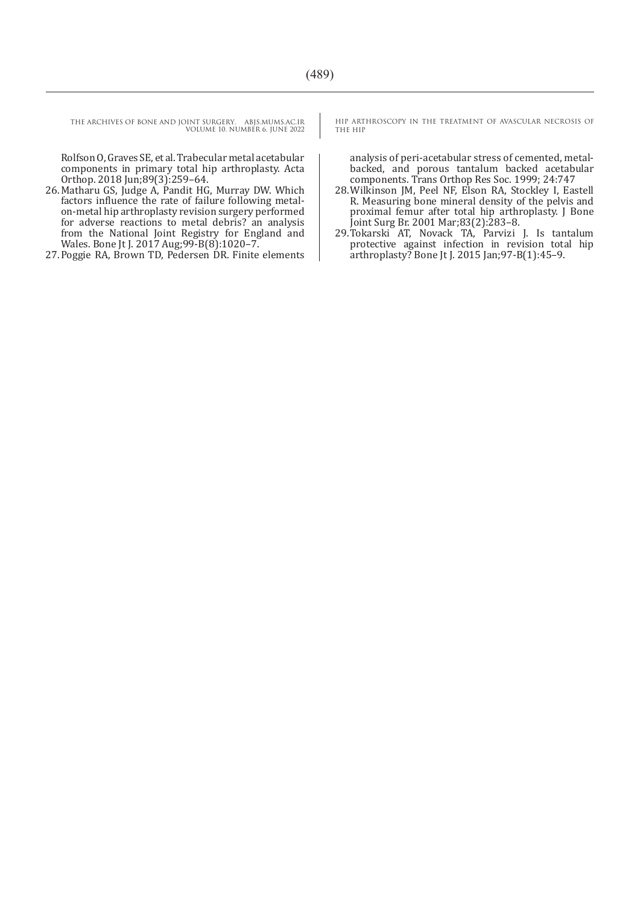Rolfson O, Graves SE, et al. Trabecular metal acetabular components in primary total hip arthroplasty. Acta Orthop. 2018 Jun;89(3):259–64.

26. Matharu GS, Judge A, Pandit HG, Murray DW. Which factors influence the rate of failure following metal-on-metal hip arthroplasty revision surgery performed for adverse reactions to metal debris? an analysis from the National Joint Registry for England and Wales. Bone Jt J. 2017 Aug;99-B(8):1020–7.
27. Poggie RA, Brown TD, Pedersen DR. Finite elements analysis of peri-acetabular stress of cemented, metal-backed, and porous tantalum backed acetabular components. Trans Orthop Res Soc. 1999; 24:747
28. Wilkinson JM, Peel NF, Elson RA, Stockley I, Eastell R. Measuring bone mineral density of the pelvis and proximal femur after total hip arthroplasty. J Bone Joint Surg Br. 2001 Mar;83(2):283–8.
29. Tokarski AT, Novack TA, Parvizi J. Is tantalum protective against infection in revision total hip arthroplasty? Bone Jt J. 2015 Jan;97-B(1):45–9.